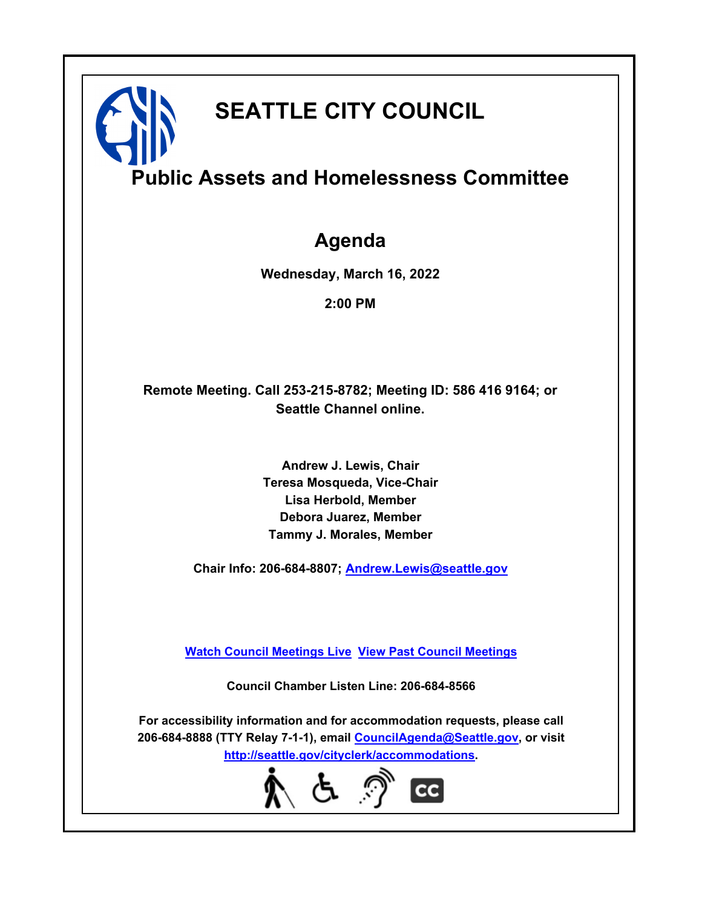# SEATTLE CITY COUNCIL

## Public Assets and Homelessness Committee

## Agenda

**Wednesday, March 16, 2022**

**2:00 PM**

**Remote Meeting. Call 253-215-8782; Meeting ID: 586 416 9164; or Seattle Channel online.**

**Andrew J. Lewis, Chair**
**Teresa Mosqueda, Vice-Chair**
**Lisa Herbold, Member**
**Debora Juarez, Member**
**Tammy J. Morales, Member**

**Chair Info: 206-684-8807; Andrew.Lewis@seattle.gov**

**Watch Council Meetings Live** **View Past Council Meetings**

**Council Chamber Listen Line: 206-684-8566**

**For accessibility information and for accommodation requests, please call 206-684-8888 (TTY Relay 7-1-1), email CouncilAgenda@Seattle.gov, or visit http://seattle.gov/cityclerk/accommodations.**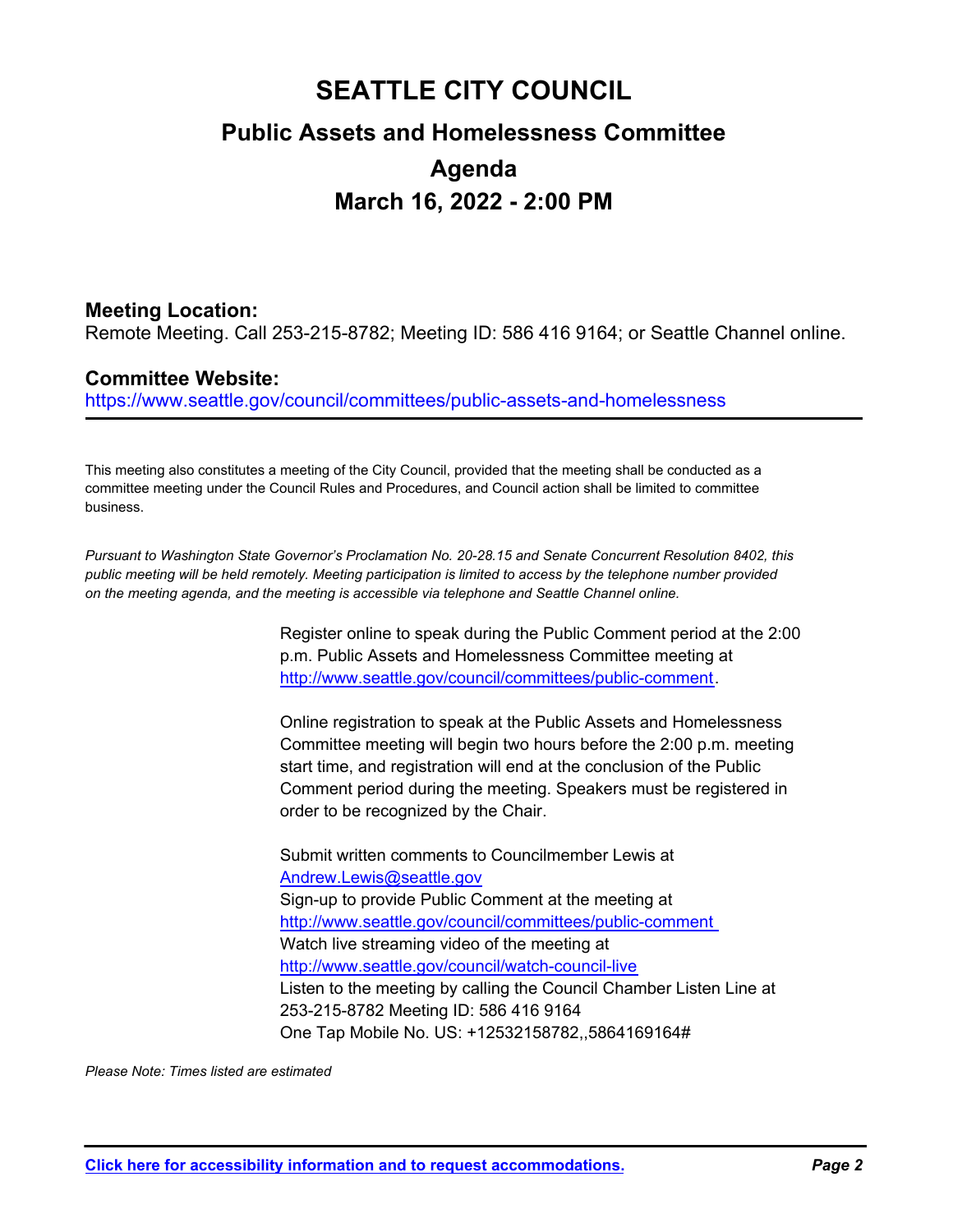# SEATTLE CITY COUNCIL

## Public Assets and Homelessness Committee

## Agenda

## March 16, 2022 - 2:00 PM

### Meeting Location:

Remote Meeting. Call 253-215-8782; Meeting ID: 586 416 9164; or Seattle Channel online.

### Committee Website:

https://www.seattle.gov/council/committees/public-assets-and-homelessness

---

This meeting also constitutes a meeting of the City Council, provided that the meeting shall be conducted as a committee meeting under the Council Rules and Procedures, and Council action shall be limited to committee business.

*Pursuant to Washington State Governor's Proclamation No. 20-28.15 and Senate Concurrent Resolution 8402, this public meeting will be held remotely. Meeting participation is limited to access by the telephone number provided on the meeting agenda, and the meeting is accessible via telephone and Seattle Channel online.*

Register online to speak during the Public Comment period at the 2:00 p.m. Public Assets and Homelessness Committee meeting at http://www.seattle.gov/council/committees/public-comment.

Online registration to speak at the Public Assets and Homelessness Committee meeting will begin two hours before the 2:00 p.m. meeting start time, and registration will end at the conclusion of the Public Comment period during the meeting. Speakers must be registered in order to be recognized by the Chair.

Submit written comments to Councilmember Lewis at Andrew.Lewis@seattle.gov
Sign-up to provide Public Comment at the meeting at http://www.seattle.gov/council/committees/public-comment
Watch live streaming video of the meeting at http://www.seattle.gov/council/watch-council-live
Listen to the meeting by calling the Council Chamber Listen Line at 253-215-8782 Meeting ID: 586 416 9164
One Tap Mobile No. US: +12532158782,,5864169164#

*Please Note: Times listed are estimated*

**Click here for accessibility information and to request accommodations.**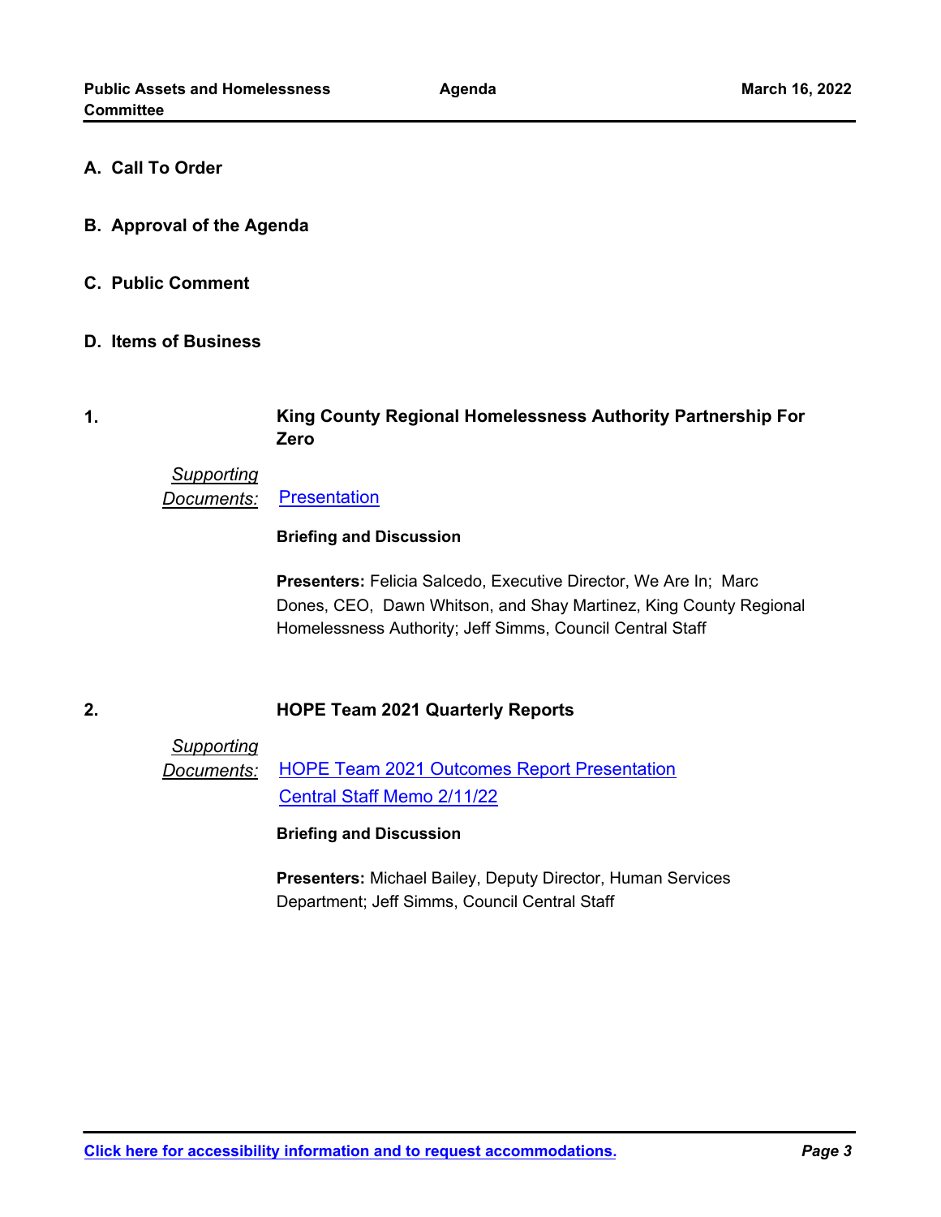## A. Call To Order

## B. Approval of the Agenda

## C. Public Comment

## D. Items of Business

### 1. King County Regional Homelessness Authority Partnership For Zero

*Supporting Documents:* Presentation

**Briefing and Discussion**

**Presenters:** Felicia Salcedo, Executive Director, We Are In; Marc Dones, CEO, Dawn Whitson, and Shay Martinez, King County Regional Homelessness Authority; Jeff Simms, Council Central Staff

### 2. HOPE Team 2021 Quarterly Reports

*Supporting Documents:* HOPE Team 2021 Outcomes Report Presentation
Central Staff Memo 2/11/22

**Briefing and Discussion**

**Presenters:** Michael Bailey, Deputy Director, Human Services Department; Jeff Simms, Council Central Staff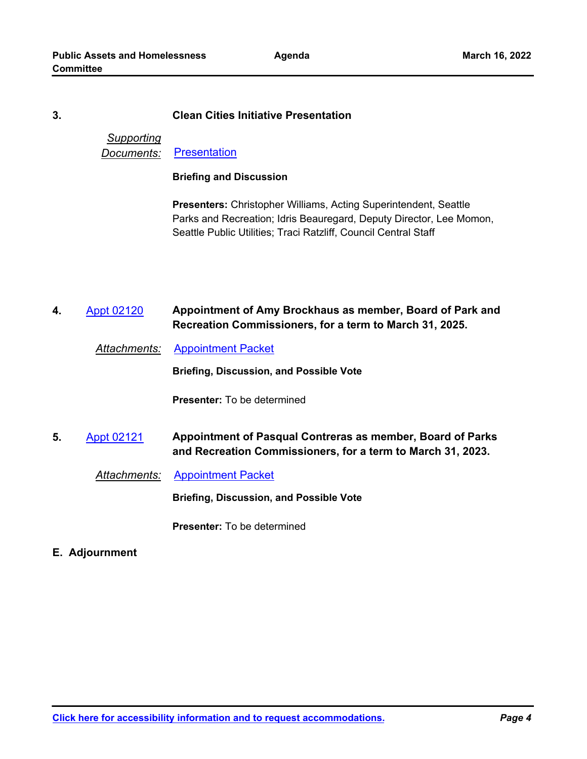**3.** **Clean Cities Initiative Presentation**

*Supporting Documents:* Presentation

**Briefing and Discussion**

**Presenters:** Christopher Williams, Acting Superintendent, Seattle Parks and Recreation; Idris Beauregard, Deputy Director, Lee Momon, Seattle Public Utilities; Traci Ratzliff, Council Central Staff

**4.** Appt 02120 **Appointment of Amy Brockhaus as member, Board of Park and Recreation Commissioners, for a term to March 31, 2025.**

*Attachments:* Appointment Packet

**Briefing, Discussion, and Possible Vote**

**Presenter:** To be determined

**5.** Appt 02121 **Appointment of Pasqual Contreras as member, Board of Parks and Recreation Commissioners, for a term to March 31, 2023.**

*Attachments:* Appointment Packet

**Briefing, Discussion, and Possible Vote**

**Presenter:** To be determined

**E. Adjournment**

**Click here for accessibility information and to request accommodations.**